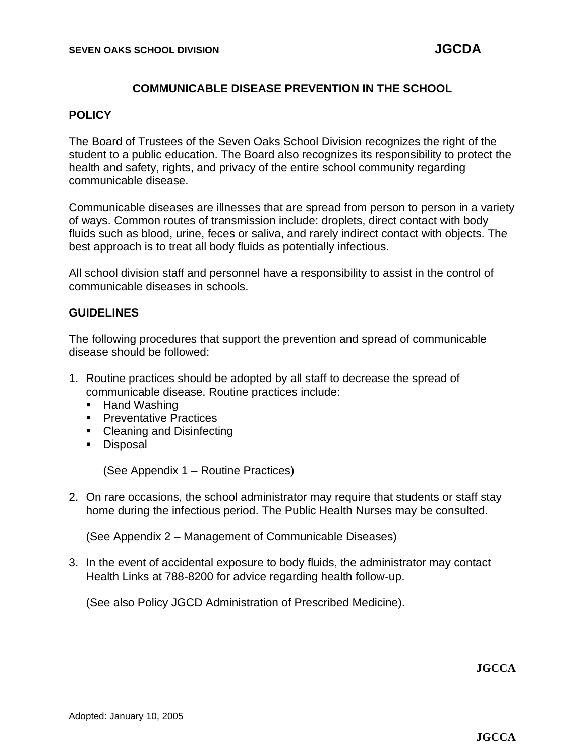SEVEN OAKS SCHOOL DIVISION **JGCDA**

# COMMUNICABLE DISEASE PREVENTION IN THE SCHOOL

## POLICY

The Board of Trustees of the Seven Oaks School Division recognizes the right of the student to a public education. The Board also recognizes its responsibility to protect the health and safety, rights, and privacy of the entire school community regarding communicable disease.

Communicable diseases are illnesses that are spread from person to person in a variety of ways. Common routes of transmission include: droplets, direct contact with body fluids such as blood, urine, feces or saliva, and rarely indirect contact with objects. The best approach is to treat all body fluids as potentially infectious.

All school division staff and personnel have a responsibility to assist in the control of communicable diseases in schools.

## GUIDELINES

The following procedures that support the prevention and spread of communicable disease should be followed:

1. Routine practices should be adopted by all staff to decrease the spread of communicable disease. Routine practices include:
   - Hand Washing
   - Preventative Practices
   - Cleaning and Disinfecting
   - Disposal

   (See Appendix 1 – Routine Practices)

2. On rare occasions, the school administrator may require that students or staff stay home during the infectious period. The Public Health Nurses may be consulted.

   (See Appendix 2 – Management of Communicable Diseases)

3. In the event of accidental exposure to body fluids, the administrator may contact Health Links at 788-8200 for advice regarding health follow-up.

   (See also Policy JGCD Administration of Prescribed Medicine).

**JGCCA**

Adopted: January 10, 2005

**JGCCA**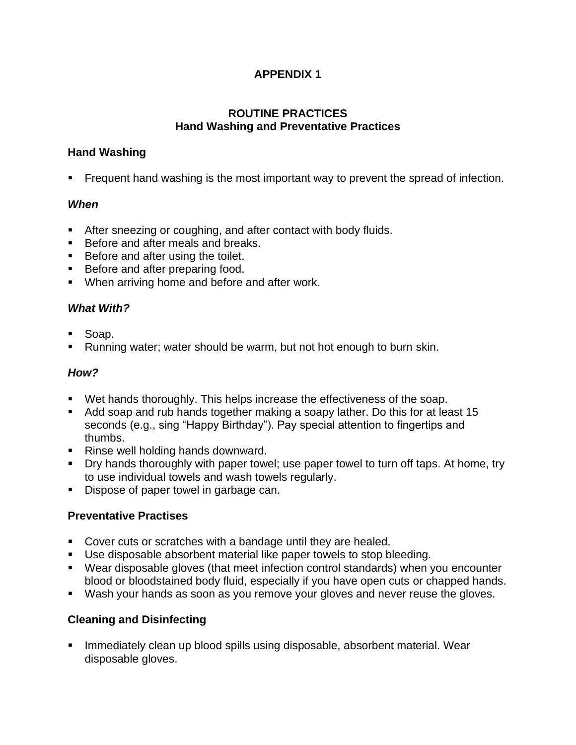# APPENDIX 1

## ROUTINE PRACTICES
## Hand Washing and Preventative Practices

### Hand Washing

- Frequent hand washing is the most important way to prevent the spread of infection.

#### *When*

- After sneezing or coughing, and after contact with body fluids.
- Before and after meals and breaks.
- Before and after using the toilet.
- Before and after preparing food.
- When arriving home and before and after work.

#### *What With?*

- Soap.
- Running water; water should be warm, but not hot enough to burn skin.

#### *How?*

- Wet hands thoroughly. This helps increase the effectiveness of the soap.
- Add soap and rub hands together making a soapy lather. Do this for at least 15 seconds (e.g., sing "Happy Birthday"). Pay special attention to fingertips and thumbs.
- Rinse well holding hands downward.
- Dry hands thoroughly with paper towel; use paper towel to turn off taps. At home, try to use individual towels and wash towels regularly.
- Dispose of paper towel in garbage can.

### Preventative Practises

- Cover cuts or scratches with a bandage until they are healed.
- Use disposable absorbent material like paper towels to stop bleeding.
- Wear disposable gloves (that meet infection control standards) when you encounter blood or bloodstained body fluid, especially if you have open cuts or chapped hands.
- Wash your hands as soon as you remove your gloves and never reuse the gloves.

### Cleaning and Disinfecting

- Immediately clean up blood spills using disposable, absorbent material. Wear disposable gloves.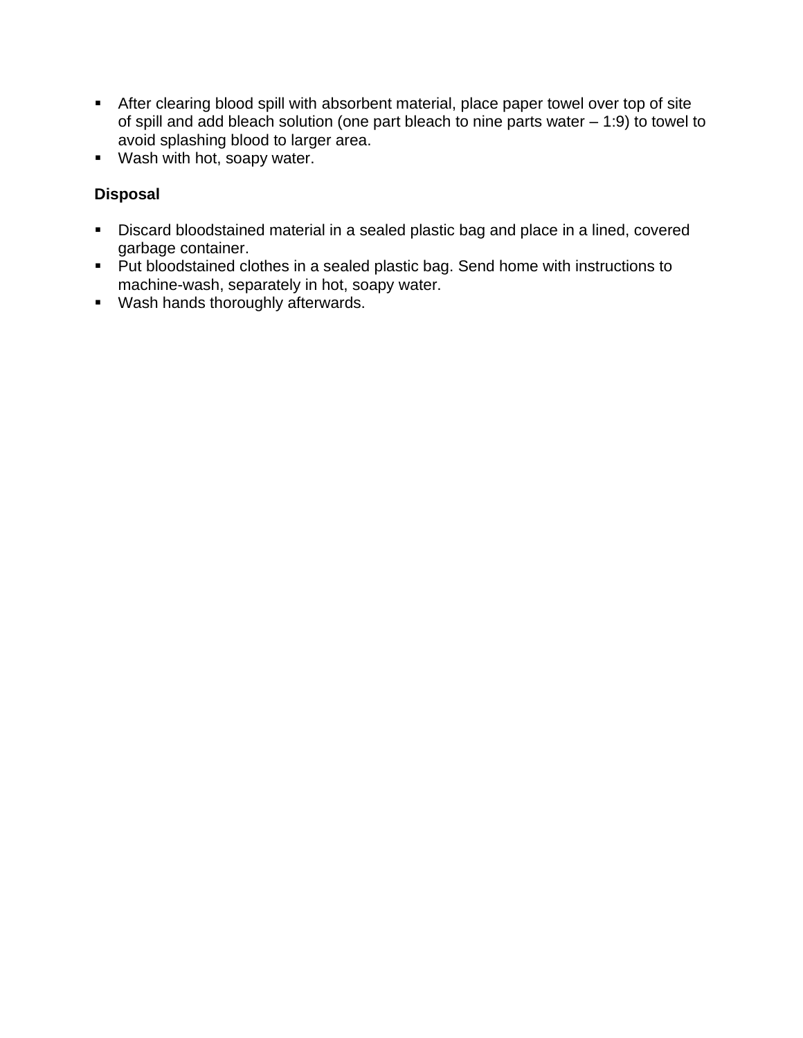- After clearing blood spill with absorbent material, place paper towel over top of site of spill and add bleach solution (one part bleach to nine parts water – 1:9) to towel to avoid splashing blood to larger area.
- Wash with hot, soapy water.

**Disposal**

- Discard bloodstained material in a sealed plastic bag and place in a lined, covered garbage container.
- Put bloodstained clothes in a sealed plastic bag. Send home with instructions to machine-wash, separately in hot, soapy water.
- Wash hands thoroughly afterwards.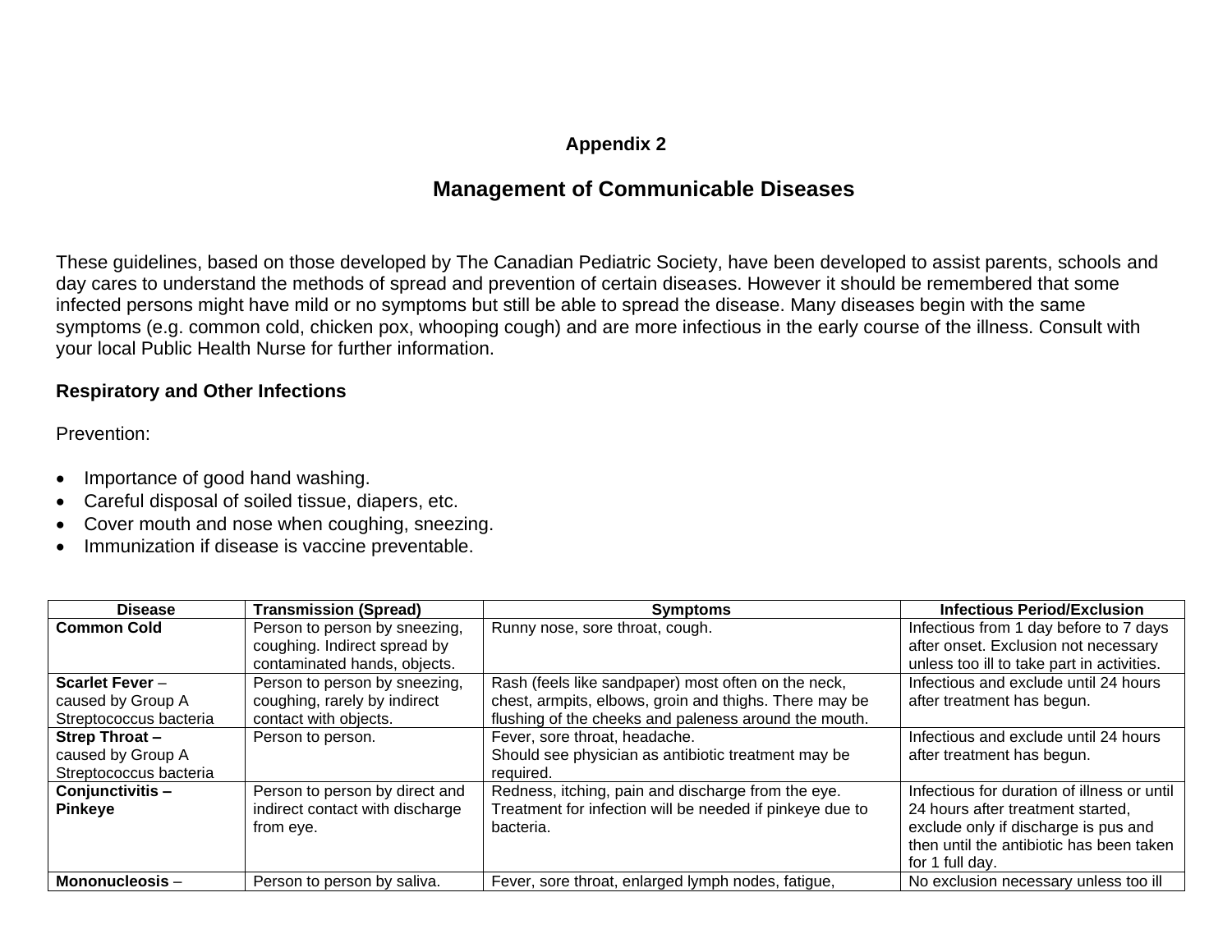**Appendix 2**

## Management of Communicable Diseases

These guidelines, based on those developed by The Canadian Pediatric Society, have been developed to assist parents, schools and day cares to understand the methods of spread and prevention of certain diseases. However it should be remembered that some infected persons might have mild or no symptoms but still be able to spread the disease. Many diseases begin with the same symptoms (e.g. common cold, chicken pox, whooping cough) and are more infectious in the early course of the illness. Consult with your local Public Health Nurse for further information.

### Respiratory and Other Infections

Prevention:

- Importance of good hand washing.
- Careful disposal of soiled tissue, diapers, etc.
- Cover mouth and nose when coughing, sneezing.
- Immunization if disease is vaccine preventable.

| Disease | Transmission (Spread) | Symptoms | Infectious Period/Exclusion |
|---|---|---|---|
| **Common Cold** | Person to person by sneezing, coughing. Indirect spread by contaminated hands, objects. | Runny nose, sore throat, cough. | Infectious from 1 day before to 7 days after onset. Exclusion not necessary unless too ill to take part in activities. |
| **Scarlet Fever** – caused by Group A Streptococcus bacteria | Person to person by sneezing, coughing, rarely by indirect contact with objects. | Rash (feels like sandpaper) most often on the neck, chest, armpits, elbows, groin and thighs. There may be flushing of the cheeks and paleness around the mouth. | Infectious and exclude until 24 hours after treatment has begun. |
| **Strep Throat –** caused by Group A Streptococcus bacteria | Person to person. | Fever, sore throat, headache. Should see physician as antibiotic treatment may be required. | Infectious and exclude until 24 hours after treatment has begun. |
| **Conjunctivitis – Pinkeye** | Person to person by direct and indirect contact with discharge from eye. | Redness, itching, pain and discharge from the eye. Treatment for infection will be needed if pinkeye due to bacteria. | Infectious for duration of illness or until 24 hours after treatment started, exclude only if discharge is pus and then until the antibiotic has been taken for 1 full day. |
| **Mononucleosis** – | Person to person by saliva. | Fever, sore throat, enlarged lymph nodes, fatigue, | No exclusion necessary unless too ill |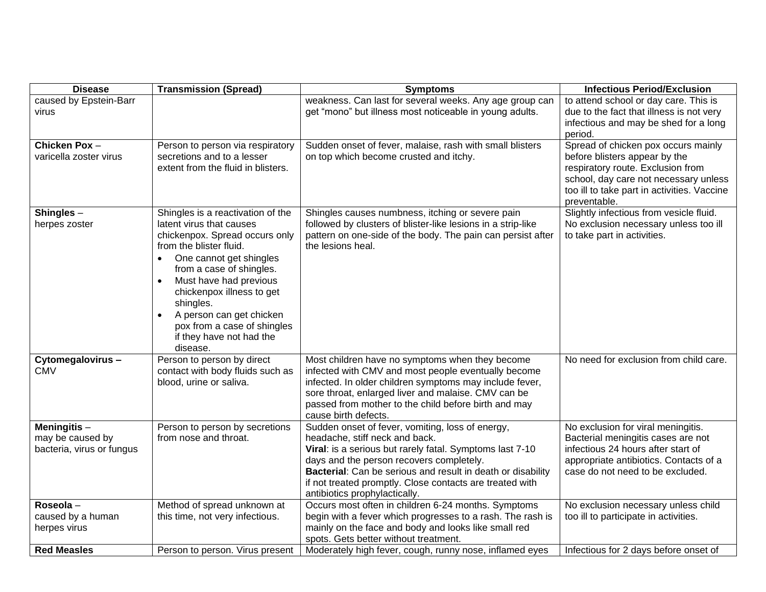| Disease | Transmission (Spread) | Symptoms | Infectious Period/Exclusion |
|---|---|---|---|
| caused by Epstein-Barr virus | | weakness. Can last for several weeks. Any age group can get “mono” but illness most noticeable in young adults. | to attend school or day care. This is due to the fact that illness is not very infectious and may be shed for a long period. |
| **Chicken Pox** – varicella zoster virus | Person to person via respiratory secretions and to a lesser extent from the fluid in blisters. | Sudden onset of fever, malaise, rash with small blisters on top which become crusted and itchy. | Spread of chicken pox occurs mainly before blisters appear by the respiratory route. Exclusion from school, day care not necessary unless too ill to take part in activities. Vaccine preventable. |
| **Shingles** – herpes zoster | Shingles is a reactivation of the latent virus that causes chickenpox. Spread occurs only from the blister fluid. <br>• One cannot get shingles from a case of shingles. <br>• Must have had previous chickenpox illness to get shingles. <br>• A person can get chicken pox from a case of shingles if they have not had the disease. | Shingles causes numbness, itching or severe pain followed by clusters of blister-like lesions in a strip-like pattern on one-side of the body. The pain can persist after the lesions heal. | Slightly infectious from vesicle fluid. No exclusion necessary unless too ill to take part in activities. |
| **Cytomegalovirus –** CMV | Person to person by direct contact with body fluids such as blood, urine or saliva. | Most children have no symptoms when they become infected with CMV and most people eventually become infected. In older children symptoms may include fever, sore throat, enlarged liver and malaise. CMV can be passed from mother to the child before birth and may cause birth defects. | No need for exclusion from child care. |
| **Meningitis** – may be caused by bacteria, virus or fungus | Person to person by secretions from nose and throat. | Sudden onset of fever, vomiting, loss of energy, headache, stiff neck and back. <br>**Viral**: is a serious but rarely fatal. Symptoms last 7-10 days and the person recovers completely. <br>**Bacterial**: Can be serious and result in death or disability if not treated promptly. Close contacts are treated with antibiotics prophylactically. | No exclusion for viral meningitis. Bacterial meningitis cases are not infectious 24 hours after start of appropriate antibiotics. Contacts of a case do not need to be excluded. |
| **Roseola** – caused by a human herpes virus | Method of spread unknown at this time, not very infectious. | Occurs most often in children 6-24 months. Symptoms begin with a fever which progresses to a rash. The rash is mainly on the face and body and looks like small red spots. Gets better without treatment. | No exclusion necessary unless child too ill to participate in activities. |
| **Red Measles** | Person to person. Virus present | Moderately high fever, cough, runny nose, inflamed eyes | Infectious for 2 days before onset of |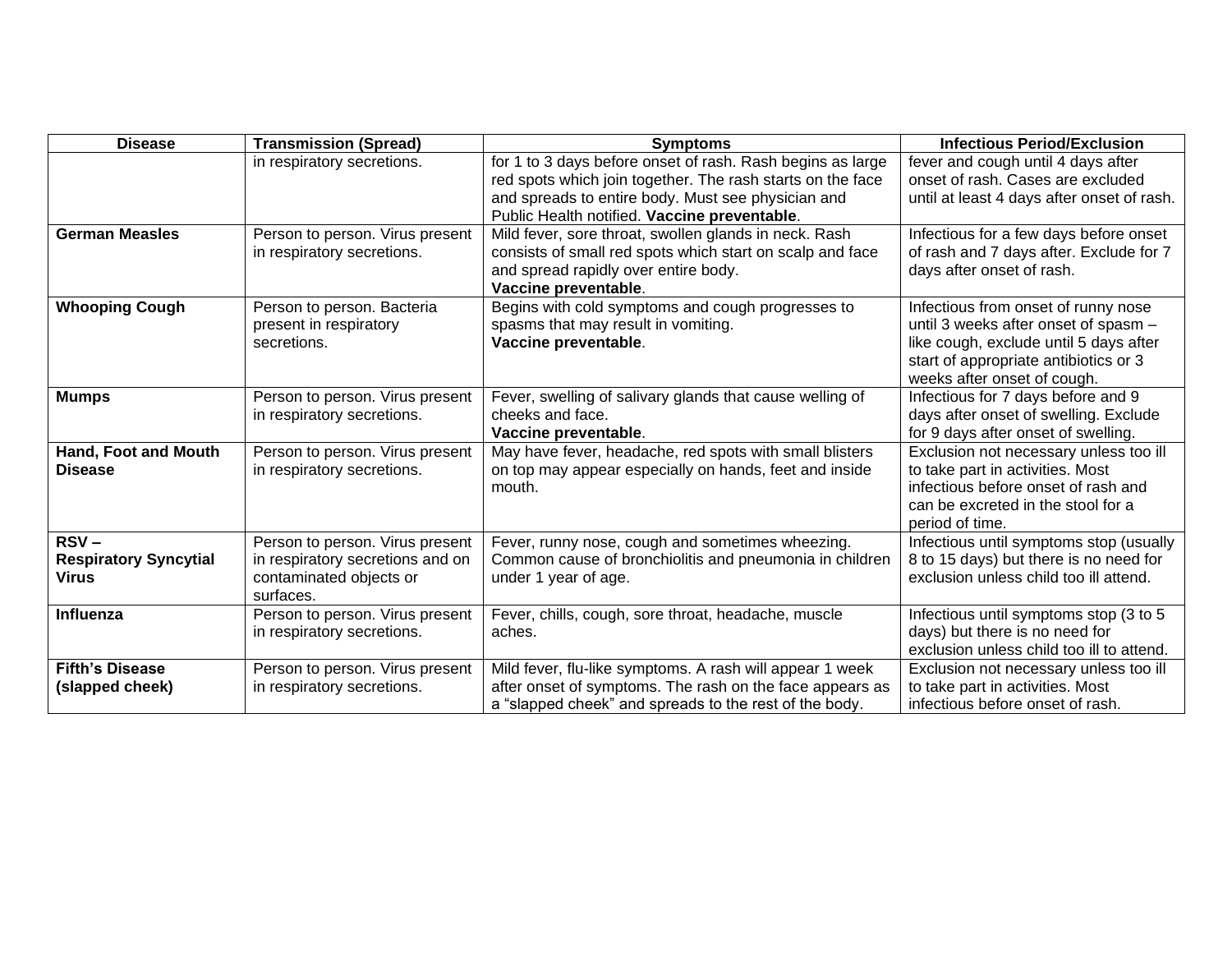| Disease | Transmission (Spread) | Symptoms | Infectious Period/Exclusion |
| --- | --- | --- | --- |
| | in respiratory secretions. | for 1 to 3 days before onset of rash. Rash begins as large red spots which join together. The rash starts on the face and spreads to entire body. Must see physician and Public Health notified. **Vaccine preventable**. | fever and cough until 4 days after onset of rash. Cases are excluded until at least 4 days after onset of rash. |
| **German Measles** | Person to person. Virus present in respiratory secretions. | Mild fever, sore throat, swollen glands in neck. Rash consists of small red spots which start on scalp and face and spread rapidly over entire body. **Vaccine preventable**. | Infectious for a few days before onset of rash and 7 days after. Exclude for 7 days after onset of rash. |
| **Whooping Cough** | Person to person. Bacteria present in respiratory secretions. | Begins with cold symptoms and cough progresses to spasms that may result in vomiting. **Vaccine preventable**. | Infectious from onset of runny nose until 3 weeks after onset of spasm –like cough, exclude until 5 days after start of appropriate antibiotics or 3 weeks after onset of cough. |
| **Mumps** | Person to person. Virus present in respiratory secretions. | Fever, swelling of salivary glands that cause welling of cheeks and face. **Vaccine preventable**. | Infectious for 7 days before and 9 days after onset of swelling. Exclude for 9 days after onset of swelling. |
| **Hand, Foot and Mouth Disease** | Person to person. Virus present in respiratory secretions. | May have fever, headache, red spots with small blisters on top may appear especially on hands, feet and inside mouth. | Exclusion not necessary unless too ill to take part in activities. Most infectious before onset of rash and can be excreted in the stool for a period of time. |
| **RSV – Respiratory Syncytial Virus** | Person to person. Virus present in respiratory secretions and on contaminated objects or surfaces. | Fever, runny nose, cough and sometimes wheezing. Common cause of bronchiolitis and pneumonia in children under 1 year of age. | Infectious until symptoms stop (usually 8 to 15 days) but there is no need for exclusion unless child too ill attend. |
| **Influenza** | Person to person. Virus present in respiratory secretions. | Fever, chills, cough, sore throat, headache, muscle aches. | Infectious until symptoms stop (3 to 5 days) but there is no need for exclusion unless child too ill to attend. |
| **Fifth's Disease (slapped cheek)** | Person to person. Virus present in respiratory secretions. | Mild fever, flu-like symptoms. A rash will appear 1 week after onset of symptoms. The rash on the face appears as a "slapped cheek" and spreads to the rest of the body. | Exclusion not necessary unless too ill to take part in activities. Most infectious before onset of rash. |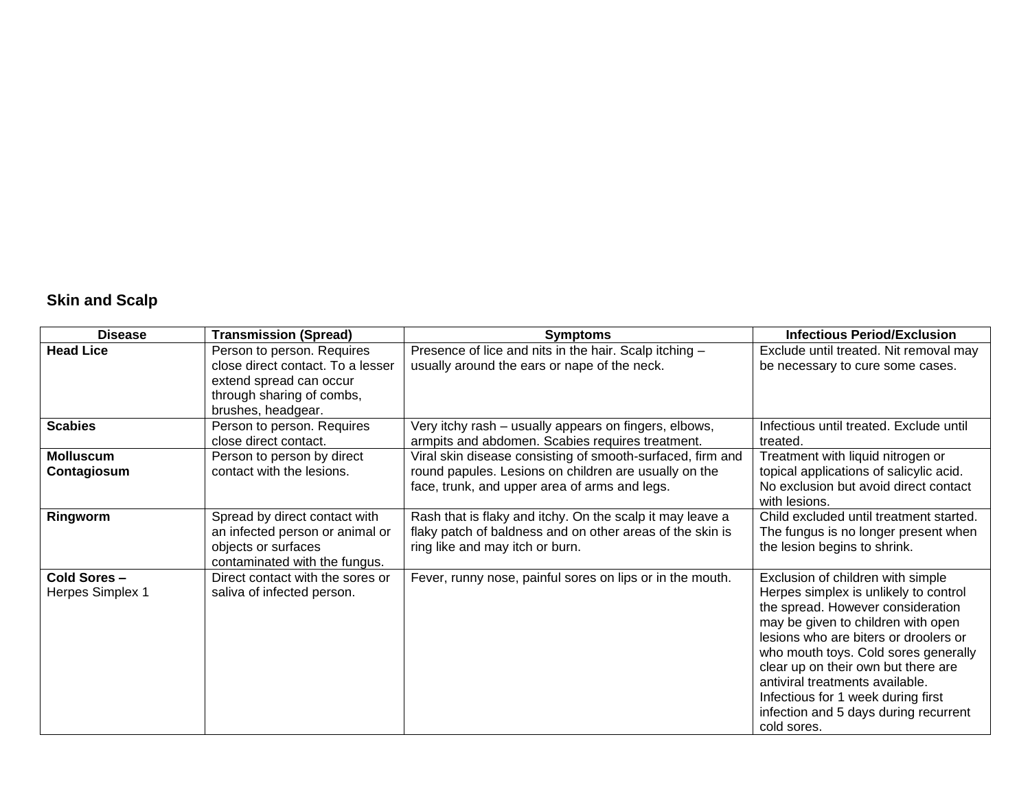## Skin and Scalp

| Disease | Transmission (Spread) | Symptoms | Infectious Period/Exclusion |
|---|---|---|---|
| **Head Lice** | Person to person. Requires close direct contact. To a lesser extend spread can occur through sharing of combs, brushes, headgear. | Presence of lice and nits in the hair. Scalp itching – usually around the ears or nape of the neck. | Exclude until treated. Nit removal may be necessary to cure some cases. |
| **Scabies** | Person to person. Requires close direct contact. | Very itchy rash – usually appears on fingers, elbows, armpits and abdomen. Scabies requires treatment. | Infectious until treated. Exclude until treated. |
| **Molluscum Contagiosum** | Person to person by direct contact with the lesions. | Viral skin disease consisting of smooth-surfaced, firm and round papules. Lesions on children are usually on the face, trunk, and upper area of arms and legs. | Treatment with liquid nitrogen or topical applications of salicylic acid. No exclusion but avoid direct contact with lesions. |
| **Ringworm** | Spread by direct contact with an infected person or animal or objects or surfaces contaminated with the fungus. | Rash that is flaky and itchy. On the scalp it may leave a flaky patch of baldness and on other areas of the skin is ring like and may itch or burn. | Child excluded until treatment started. The fungus is no longer present when the lesion begins to shrink. |
| **Cold Sores –** Herpes Simplex 1 | Direct contact with the sores or saliva of infected person. | Fever, runny nose, painful sores on lips or in the mouth. | Exclusion of children with simple Herpes simplex is unlikely to control the spread. However consideration may be given to children with open lesions who are biters or droolers or who mouth toys. Cold sores generally clear up on their own but there are antiviral treatments available. Infectious for 1 week during first infection and 5 days during recurrent cold sores. |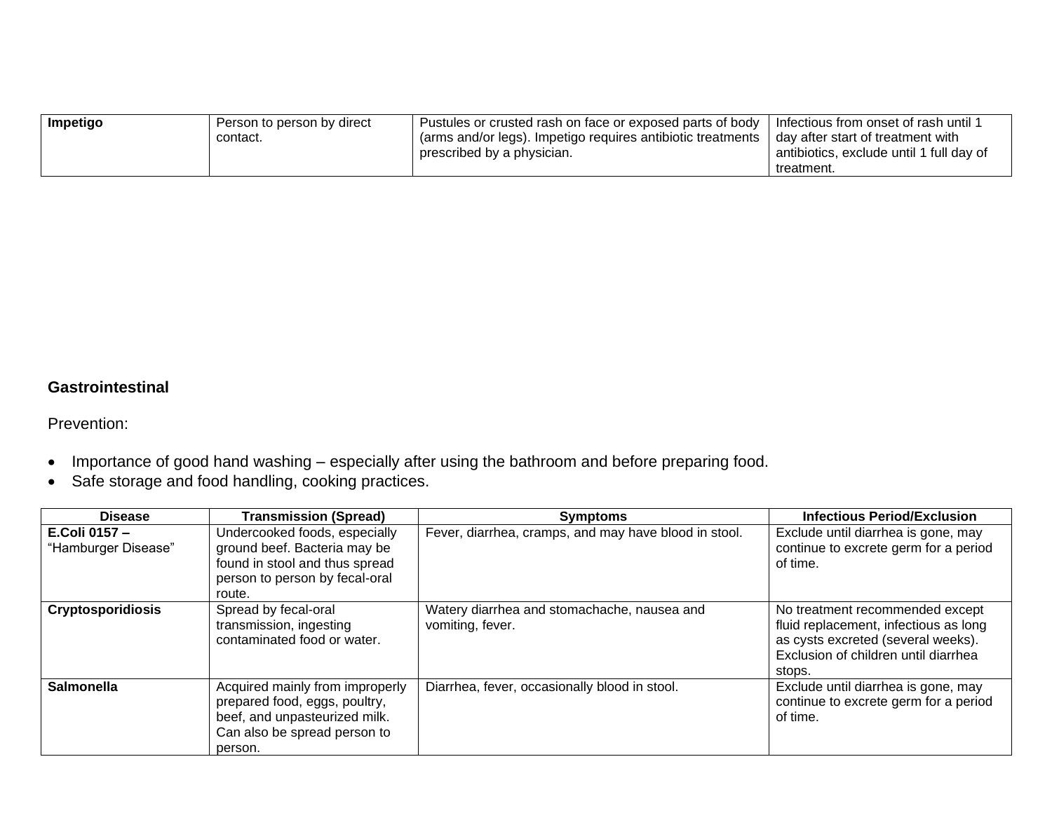| | | | |
|---|---|---|---|
| **Impetigo** | Person to person by direct contact. | Pustules or crusted rash on face or exposed parts of body (arms and/or legs). Impetigo requires antibiotic treatments prescribed by a physician. | Infectious from onset of rash until 1 day after start of treatment with antibiotics, exclude until 1 full day of treatment. |

**Gastrointestinal**

Prevention:

- Importance of good hand washing – especially after using the bathroom and before preparing food.
- Safe storage and food handling, cooking practices.

| Disease | Transmission (Spread) | Symptoms | Infectious Period/Exclusion |
|---|---|---|---|
| **E.Coli 0157 –** "Hamburger Disease" | Undercooked foods, especially ground beef. Bacteria may be found in stool and thus spread person to person by fecal-oral route. | Fever, diarrhea, cramps, and may have blood in stool. | Exclude until diarrhea is gone, may continue to excrete germ for a period of time. |
| **Cryptosporidiosis** | Spread by fecal-oral transmission, ingesting contaminated food or water. | Watery diarrhea and stomachache, nausea and vomiting, fever. | No treatment recommended except fluid replacement, infectious as long as cysts excreted (several weeks). Exclusion of children until diarrhea stops. |
| **Salmonella** | Acquired mainly from improperly prepared food, eggs, poultry, beef, and unpasteurized milk. Can also be spread person to person. | Diarrhea, fever, occasionally blood in stool. | Exclude until diarrhea is gone, may continue to excrete germ for a period of time. |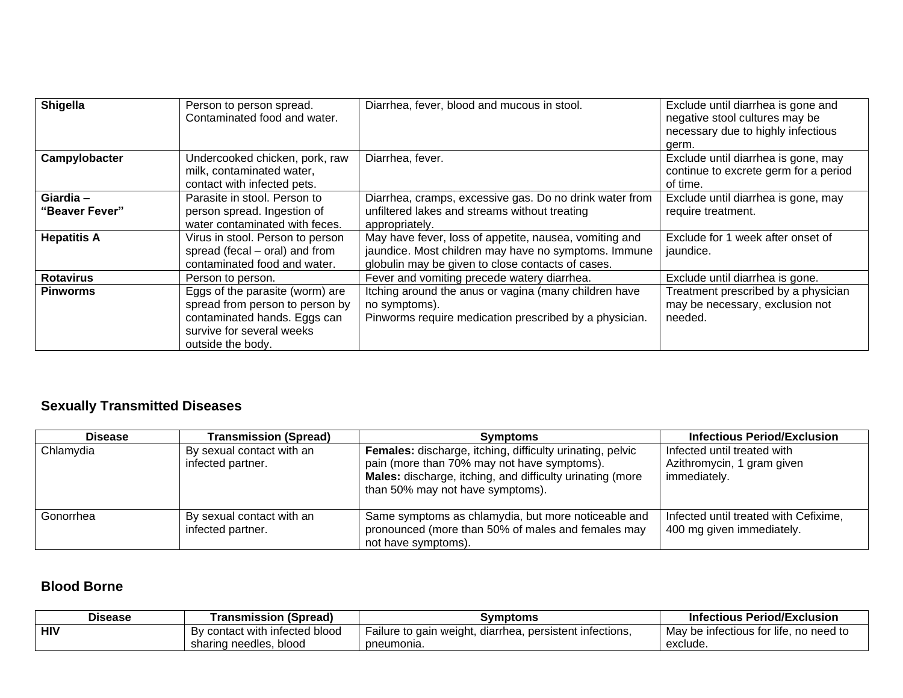| | | | |
|---|---|---|---|
| **Shigella** | Person to person spread. Contaminated food and water. | Diarrhea, fever, blood and mucous in stool. | Exclude until diarrhea is gone and negative stool cultures may be necessary due to highly infectious germ. |
| **Campylobacter** | Undercooked chicken, pork, raw milk, contaminated water, contact with infected pets. | Diarrhea, fever. | Exclude until diarrhea is gone, may continue to excrete germ for a period of time. |
| **Giardia – "Beaver Fever"** | Parasite in stool. Person to person spread. Ingestion of water contaminated with feces. | Diarrhea, cramps, excessive gas. Do no drink water from unfiltered lakes and streams without treating appropriately. | Exclude until diarrhea is gone, may require treatment. |
| **Hepatitis A** | Virus in stool. Person to person spread (fecal – oral) and from contaminated food and water. | May have fever, loss of appetite, nausea, vomiting and jaundice. Most children may have no symptoms. Immune globulin may be given to close contacts of cases. | Exclude for 1 week after onset of jaundice. |
| **Rotavirus** | Person to person. | Fever and vomiting precede watery diarrhea. | Exclude until diarrhea is gone. |
| **Pinworms** | Eggs of the parasite (worm) are spread from person to person by contaminated hands. Eggs can survive for several weeks outside the body. | Itching around the anus or vagina (many children have no symptoms).<br>Pinworms require medication prescribed by a physician. | Treatment prescribed by a physician may be necessary, exclusion not needed. |

## Sexually Transmitted Diseases

| Disease | Transmission (Spread) | Symptoms | Infectious Period/Exclusion |
|---|---|---|---|
| Chlamydia | By sexual contact with an infected partner. | **Females:** discharge, itching, difficulty urinating, pelvic pain (more than 70% may not have symptoms).<br>**Males:** discharge, itching, and difficulty urinating (more than 50% may not have symptoms). | Infected until treated with Azithromycin, 1 gram given immediately. |
| Gonorrhea | By sexual contact with an infected partner. | Same symptoms as chlamydia, but more noticeable and pronounced (more than 50% of males and females may not have symptoms). | Infected until treated with Cefixime, 400 mg given immediately. |

## Blood Borne

| Disease | Transmission (Spread) | Symptoms | Infectious Period/Exclusion |
|---|---|---|---|
| **HIV** | By contact with infected blood sharing needles, blood | Failure to gain weight, diarrhea, persistent infections, pneumonia. | May be infectious for life, no need to exclude. |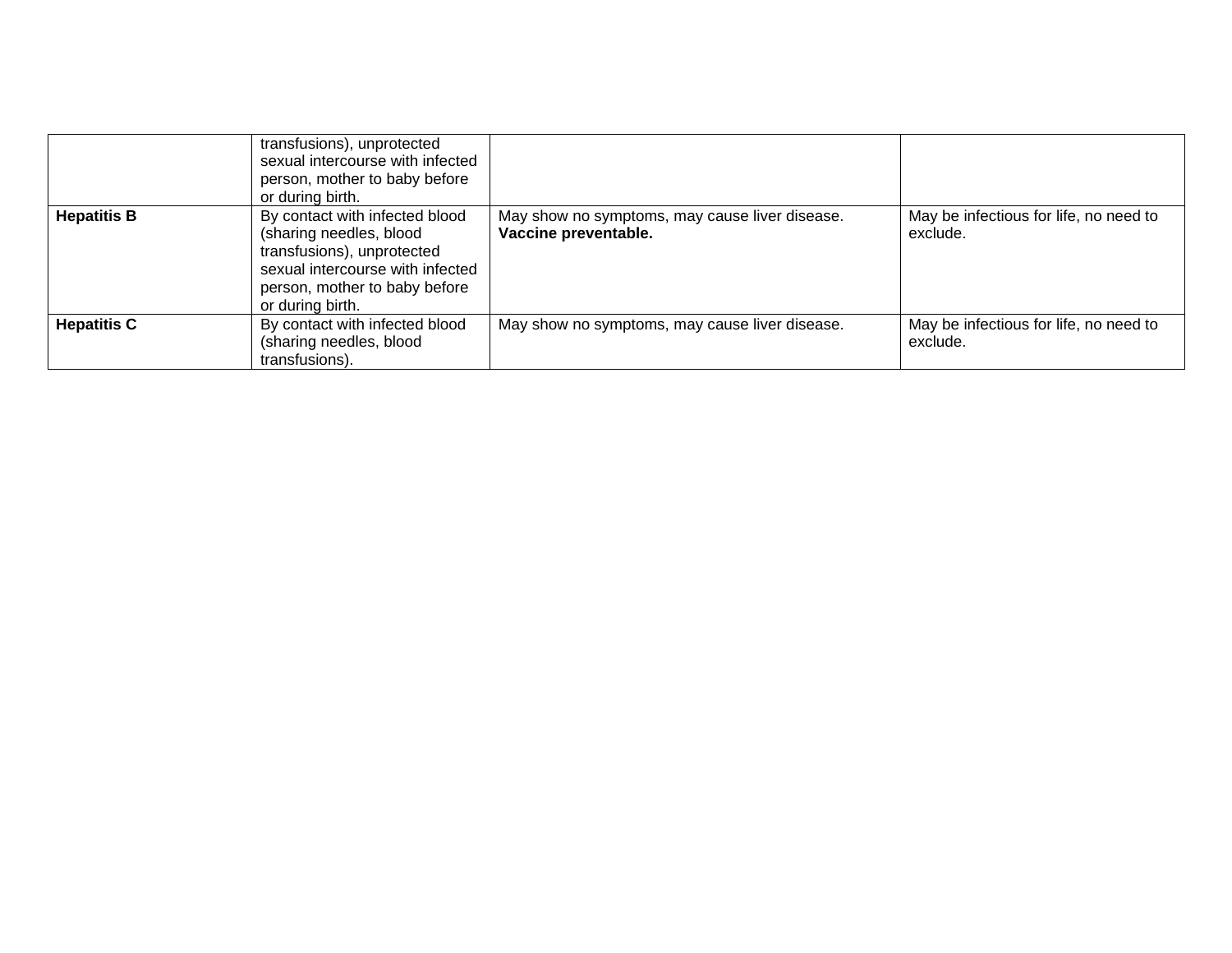| | | | |
|---|---|---|---|
| | transfusions), unprotected sexual intercourse with infected person, mother to baby before or during birth. | | |
| **Hepatitis B** | By contact with infected blood (sharing needles, blood transfusions), unprotected sexual intercourse with infected person, mother to baby before or during birth. | May show no symptoms, may cause liver disease. **Vaccine preventable.** | May be infectious for life, no need to exclude. |
| **Hepatitis C** | By contact with infected blood (sharing needles, blood transfusions). | May show no symptoms, may cause liver disease. | May be infectious for life, no need to exclude. |